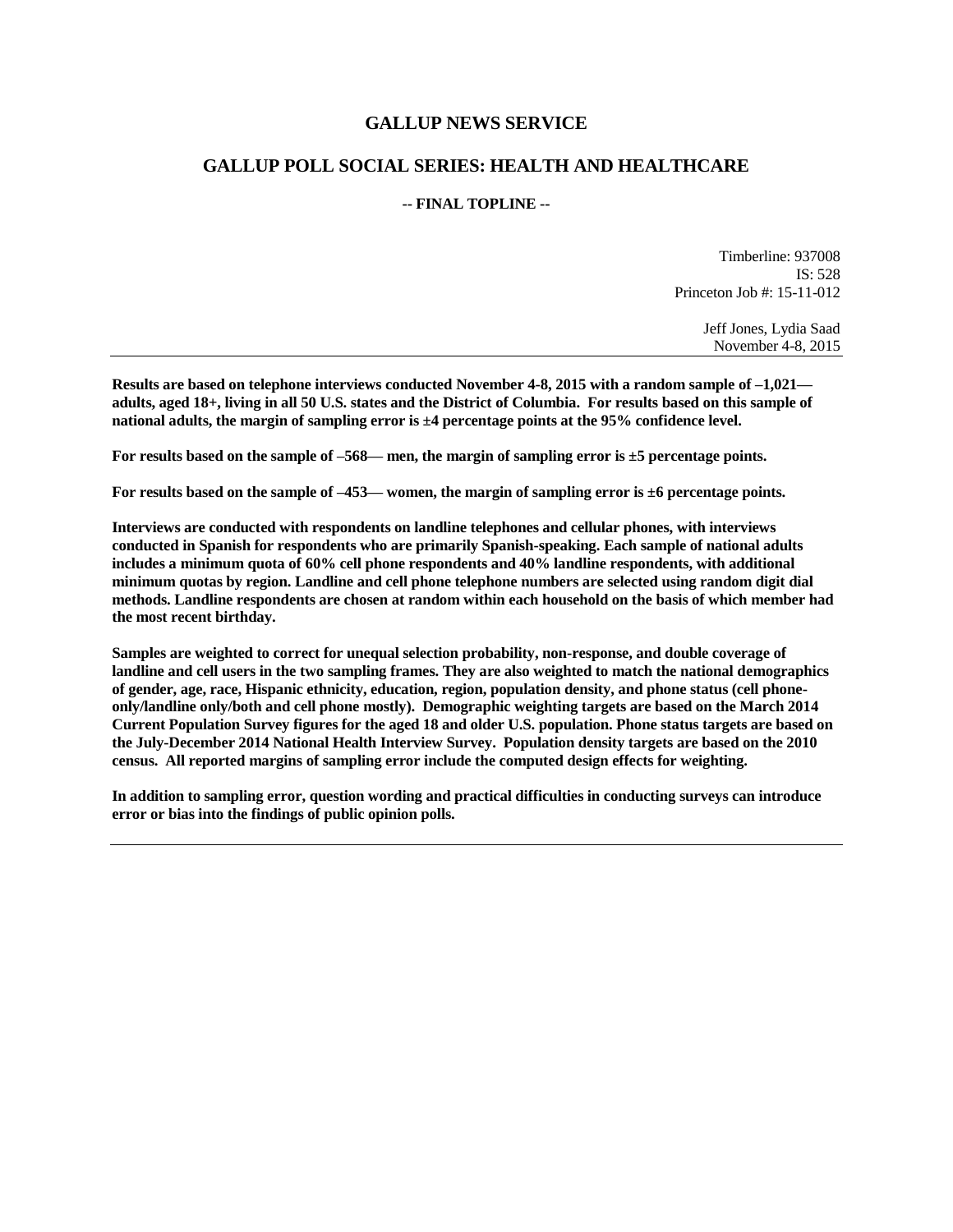# GALLUP NEWS SERVICE

## GALLUP POLL SOCIAL SERIES: HEALTH AND HEALTHCARE

**-- FINAL TOPLINE --**

Timberline: 937008
IS: 528
Princeton Job #: 15-11-012

Jeff Jones, Lydia Saad
November 4-8, 2015

---

**Results are based on telephone interviews conducted November 4-8, 2015 with a random sample of –1,021—adults, aged 18+, living in all 50 U.S. states and the District of Columbia. For results based on this sample of national adults, the margin of sampling error is ±4 percentage points at the 95% confidence level.**

**For results based on the sample of –568— men, the margin of sampling error is ±5 percentage points.**

**For results based on the sample of –453— women, the margin of sampling error is ±6 percentage points.**

**Interviews are conducted with respondents on landline telephones and cellular phones, with interviews conducted in Spanish for respondents who are primarily Spanish-speaking. Each sample of national adults includes a minimum quota of 60% cell phone respondents and 40% landline respondents, with additional minimum quotas by region. Landline and cell phone telephone numbers are selected using random digit dial methods. Landline respondents are chosen at random within each household on the basis of which member had the most recent birthday.**

**Samples are weighted to correct for unequal selection probability, non-response, and double coverage of landline and cell users in the two sampling frames. They are also weighted to match the national demographics of gender, age, race, Hispanic ethnicity, education, region, population density, and phone status (cell phone-only/landline only/both and cell phone mostly). Demographic weighting targets are based on the March 2014 Current Population Survey figures for the aged 18 and older U.S. population. Phone status targets are based on the July-December 2014 National Health Interview Survey. Population density targets are based on the 2010 census. All reported margins of sampling error include the computed design effects for weighting.**

**In addition to sampling error, question wording and practical difficulties in conducting surveys can introduce error or bias into the findings of public opinion polls.**

---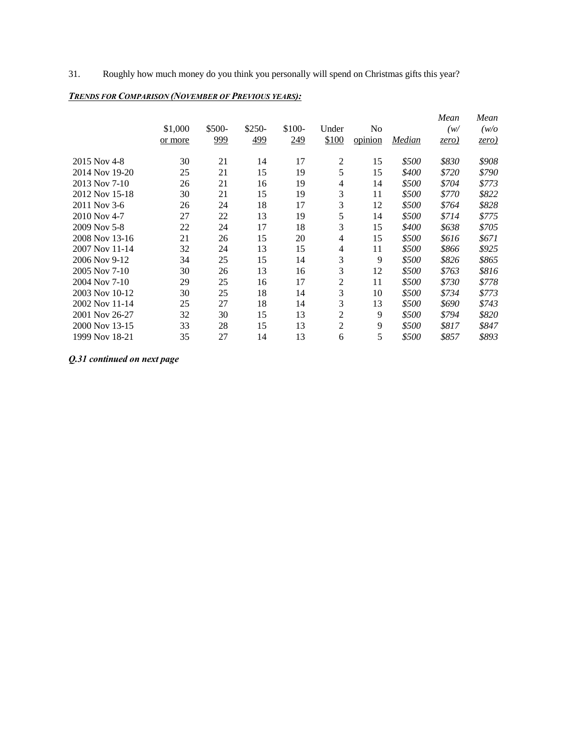31. Roughly how much money do you think you personally will spend on Christmas gifts this year?

***TRENDS FOR COMPARISON (NOVEMBER OF PREVIOUS YEARS):***

| | $1,000 or more | $500-999 | $250-499 | $100-249 | Under $100 | No opinion | *Median* | *Mean (w/ zero)* | *Mean (w/o zero)* |
|---|---|---|---|---|---|---|---|---|---|
| 2015 Nov 4-8 | 30 | 21 | 14 | 17 | 2 | 15 | *$500* | *$830* | *$908* |
| 2014 Nov 19-20 | 25 | 21 | 15 | 19 | 5 | 15 | *$400* | *$720* | *$790* |
| 2013 Nov 7-10 | 26 | 21 | 16 | 19 | 4 | 14 | *$500* | *$704* | *$773* |
| 2012 Nov 15-18 | 30 | 21 | 15 | 19 | 3 | 11 | *$500* | *$770* | *$822* |
| 2011 Nov 3-6 | 26 | 24 | 18 | 17 | 3 | 12 | *$500* | *$764* | *$828* |
| 2010 Nov 4-7 | 27 | 22 | 13 | 19 | 5 | 14 | *$500* | *$714* | *$775* |
| 2009 Nov 5-8 | 22 | 24 | 17 | 18 | 3 | 15 | *$400* | *$638* | *$705* |
| 2008 Nov 13-16 | 21 | 26 | 15 | 20 | 4 | 15 | *$500* | *$616* | *$671* |
| 2007 Nov 11-14 | 32 | 24 | 13 | 15 | 4 | 11 | *$500* | *$866* | *$925* |
| 2006 Nov 9-12 | 34 | 25 | 15 | 14 | 3 | 9 | *$500* | *$826* | *$865* |
| 2005 Nov 7-10 | 30 | 26 | 13 | 16 | 3 | 12 | *$500* | *$763* | *$816* |
| 2004 Nov 7-10 | 29 | 25 | 16 | 17 | 2 | 11 | *$500* | *$730* | *$778* |
| 2003 Nov 10-12 | 30 | 25 | 18 | 14 | 3 | 10 | *$500* | *$734* | *$773* |
| 2002 Nov 11-14 | 25 | 27 | 18 | 14 | 3 | 13 | *$500* | *$690* | *$743* |
| 2001 Nov 26-27 | 32 | 30 | 15 | 13 | 2 | 9 | *$500* | *$794* | *$820* |
| 2000 Nov 13-15 | 33 | 28 | 15 | 13 | 2 | 9 | *$500* | *$817* | *$847* |
| 1999 Nov 18-21 | 35 | 27 | 14 | 13 | 6 | 5 | *$500* | *$857* | *$893* |

***Q.31 continued on next page***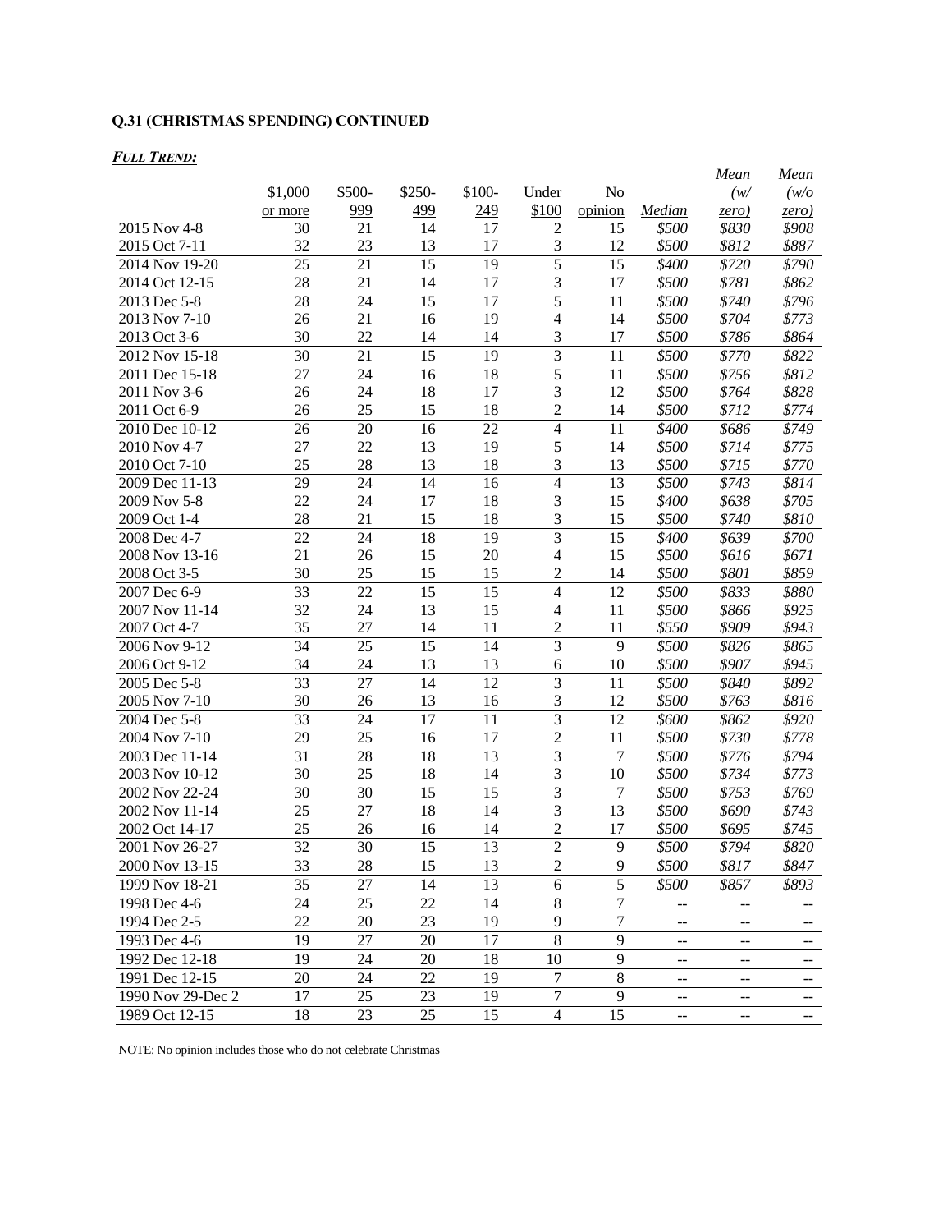**Q.31 (CHRISTMAS SPENDING) CONTINUED**

***FULL TREND:***

| | $1,000 or more | $500-999 | $250-499 | $100-249 | Under $100 | No opinion | *Median* | *Mean (w/ zero)* | *Mean (w/o zero)* |
|---|---|---|---|---|---|---|---|---|---|
| 2015 Nov 4-8 | 30 | 21 | 14 | 17 | 2 | 15 | *$500* | *$830* | *$908* |
| 2015 Oct 7-11 | 32 | 23 | 13 | 17 | 3 | 12 | *$500* | *$812* | *$887* |
| 2014 Nov 19-20 | 25 | 21 | 15 | 19 | 5 | 15 | *$400* | *$720* | *$790* |
| 2014 Oct 12-15 | 28 | 21 | 14 | 17 | 3 | 17 | *$500* | *$781* | *$862* |
| 2013 Dec 5-8 | 28 | 24 | 15 | 17 | 5 | 11 | *$500* | *$740* | *$796* |
| 2013 Nov 7-10 | 26 | 21 | 16 | 19 | 4 | 14 | *$500* | *$704* | *$773* |
| 2013 Oct 3-6 | 30 | 22 | 14 | 14 | 3 | 17 | *$500* | *$786* | *$864* |
| 2012 Nov 15-18 | 30 | 21 | 15 | 19 | 3 | 11 | *$500* | *$770* | *$822* |
| 2011 Dec 15-18 | 27 | 24 | 16 | 18 | 5 | 11 | *$500* | *$756* | *$812* |
| 2011 Nov 3-6 | 26 | 24 | 18 | 17 | 3 | 12 | *$500* | *$764* | *$828* |
| 2011 Oct 6-9 | 26 | 25 | 15 | 18 | 2 | 14 | *$500* | *$712* | *$774* |
| 2010 Dec 10-12 | 26 | 20 | 16 | 22 | 4 | 11 | *$400* | *$686* | *$749* |
| 2010 Nov 4-7 | 27 | 22 | 13 | 19 | 5 | 14 | *$500* | *$714* | *$775* |
| 2010 Oct 7-10 | 25 | 28 | 13 | 18 | 3 | 13 | *$500* | *$715* | *$770* |
| 2009 Dec 11-13 | 29 | 24 | 14 | 16 | 4 | 13 | *$500* | *$743* | *$814* |
| 2009 Nov 5-8 | 22 | 24 | 17 | 18 | 3 | 15 | *$400* | *$638* | *$705* |
| 2009 Oct 1-4 | 28 | 21 | 15 | 18 | 3 | 15 | *$500* | *$740* | *$810* |
| 2008 Dec 4-7 | 22 | 24 | 18 | 19 | 3 | 15 | *$400* | *$639* | *$700* |
| 2008 Nov 13-16 | 21 | 26 | 15 | 20 | 4 | 15 | *$500* | *$616* | *$671* |
| 2008 Oct 3-5 | 30 | 25 | 15 | 15 | 2 | 14 | *$500* | *$801* | *$859* |
| 2007 Dec 6-9 | 33 | 22 | 15 | 15 | 4 | 12 | *$500* | *$833* | *$880* |
| 2007 Nov 11-14 | 32 | 24 | 13 | 15 | 4 | 11 | *$500* | *$866* | *$925* |
| 2007 Oct 4-7 | 35 | 27 | 14 | 11 | 2 | 11 | *$550* | *$909* | *$943* |
| 2006 Nov 9-12 | 34 | 25 | 15 | 14 | 3 | 9 | *$500* | *$826* | *$865* |
| 2006 Oct 9-12 | 34 | 24 | 13 | 13 | 6 | 10 | *$500* | *$907* | *$945* |
| 2005 Dec 5-8 | 33 | 27 | 14 | 12 | 3 | 11 | *$500* | *$840* | *$892* |
| 2005 Nov 7-10 | 30 | 26 | 13 | 16 | 3 | 12 | *$500* | *$763* | *$816* |
| 2004 Dec 5-8 | 33 | 24 | 17 | 11 | 3 | 12 | *$600* | *$862* | *$920* |
| 2004 Nov 7-10 | 29 | 25 | 16 | 17 | 2 | 11 | *$500* | *$730* | *$778* |
| 2003 Dec 11-14 | 31 | 28 | 18 | 13 | 3 | 7 | *$500* | *$776* | *$794* |
| 2003 Nov 10-12 | 30 | 25 | 18 | 14 | 3 | 10 | *$500* | *$734* | *$773* |
| 2002 Nov 22-24 | 30 | 30 | 15 | 15 | 3 | 7 | *$500* | *$753* | *$769* |
| 2002 Nov 11-14 | 25 | 27 | 18 | 14 | 3 | 13 | *$500* | *$690* | *$743* |
| 2002 Oct 14-17 | 25 | 26 | 16 | 14 | 2 | 17 | *$500* | *$695* | *$745* |
| 2001 Nov 26-27 | 32 | 30 | 15 | 13 | 2 | 9 | *$500* | *$794* | *$820* |
| 2000 Nov 13-15 | 33 | 28 | 15 | 13 | 2 | 9 | *$500* | *$817* | *$847* |
| 1999 Nov 18-21 | 35 | 27 | 14 | 13 | 6 | 5 | *$500* | *$857* | *$893* |
| 1998 Dec 4-6 | 24 | 25 | 22 | 14 | 8 | 7 | -- | -- | -- |
| 1994 Dec 2-5 | 22 | 20 | 23 | 19 | 9 | 7 | -- | -- | -- |
| 1993 Dec 4-6 | 19 | 27 | 20 | 17 | 8 | 9 | -- | -- | -- |
| 1992 Dec 12-18 | 19 | 24 | 20 | 18 | 10 | 9 | -- | -- | -- |
| 1991 Dec 12-15 | 20 | 24 | 22 | 19 | 7 | 8 | -- | -- | -- |
| 1990 Nov 29-Dec 2 | 17 | 25 | 23 | 19 | 7 | 9 | -- | -- | -- |
| 1989 Oct 12-15 | 18 | 23 | 25 | 15 | 4 | 15 | -- | -- | -- |

NOTE: No opinion includes those who do not celebrate Christmas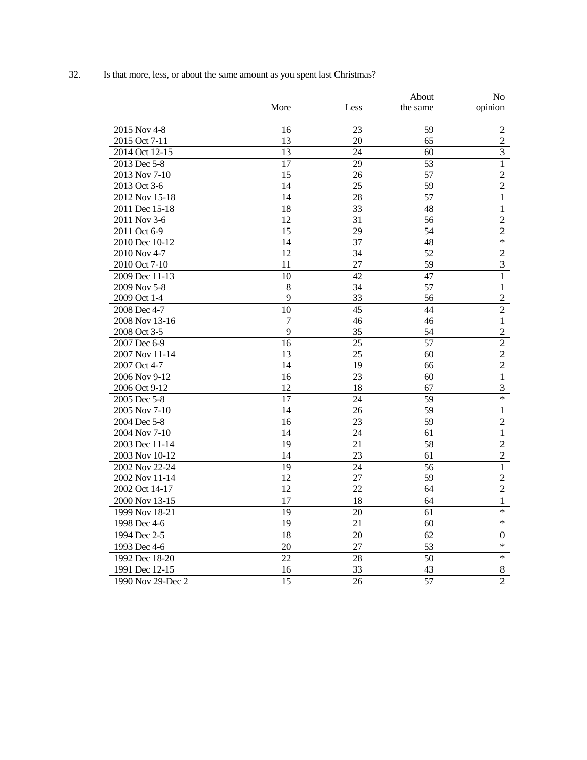32. Is that more, less, or about the same amount as you spent last Christmas?

| | More | Less | About the same | No opinion |
|---|---|---|---|---|
| 2015 Nov 4-8 | 16 | 23 | 59 | 2 |
| 2015 Oct 7-11 | 13 | 20 | 65 | 2 |
| 2014 Oct 12-15 | 13 | 24 | 60 | 3 |
| 2013 Dec 5-8 | 17 | 29 | 53 | 1 |
| 2013 Nov 7-10 | 15 | 26 | 57 | 2 |
| 2013 Oct 3-6 | 14 | 25 | 59 | 2 |
| 2012 Nov 15-18 | 14 | 28 | 57 | 1 |
| 2011 Dec 15-18 | 18 | 33 | 48 | 1 |
| 2011 Nov 3-6 | 12 | 31 | 56 | 2 |
| 2011 Oct 6-9 | 15 | 29 | 54 | 2 |
| 2010 Dec 10-12 | 14 | 37 | 48 | * |
| 2010 Nov 4-7 | 12 | 34 | 52 | 2 |
| 2010 Oct 7-10 | 11 | 27 | 59 | 3 |
| 2009 Dec 11-13 | 10 | 42 | 47 | 1 |
| 2009 Nov 5-8 | 8 | 34 | 57 | 1 |
| 2009 Oct 1-4 | 9 | 33 | 56 | 2 |
| 2008 Dec 4-7 | 10 | 45 | 44 | 2 |
| 2008 Nov 13-16 | 7 | 46 | 46 | 1 |
| 2008 Oct 3-5 | 9 | 35 | 54 | 2 |
| 2007 Dec 6-9 | 16 | 25 | 57 | 2 |
| 2007 Nov 11-14 | 13 | 25 | 60 | 2 |
| 2007 Oct 4-7 | 14 | 19 | 66 | 2 |
| 2006 Nov 9-12 | 16 | 23 | 60 | 1 |
| 2006 Oct 9-12 | 12 | 18 | 67 | 3 |
| 2005 Dec 5-8 | 17 | 24 | 59 | * |
| 2005 Nov 7-10 | 14 | 26 | 59 | 1 |
| 2004 Dec 5-8 | 16 | 23 | 59 | 2 |
| 2004 Nov 7-10 | 14 | 24 | 61 | 1 |
| 2003 Dec 11-14 | 19 | 21 | 58 | 2 |
| 2003 Nov 10-12 | 14 | 23 | 61 | 2 |
| 2002 Nov 22-24 | 19 | 24 | 56 | 1 |
| 2002 Nov 11-14 | 12 | 27 | 59 | 2 |
| 2002 Oct 14-17 | 12 | 22 | 64 | 2 |
| 2000 Nov 13-15 | 17 | 18 | 64 | 1 |
| 1999 Nov 18-21 | 19 | 20 | 61 | * |
| 1998 Dec 4-6 | 19 | 21 | 60 | * |
| 1994 Dec 2-5 | 18 | 20 | 62 | 0 |
| 1993 Dec 4-6 | 20 | 27 | 53 | * |
| 1992 Dec 18-20 | 22 | 28 | 50 | * |
| 1991 Dec 12-15 | 16 | 33 | 43 | 8 |
| 1990 Nov 29-Dec 2 | 15 | 26 | 57 | 2 |